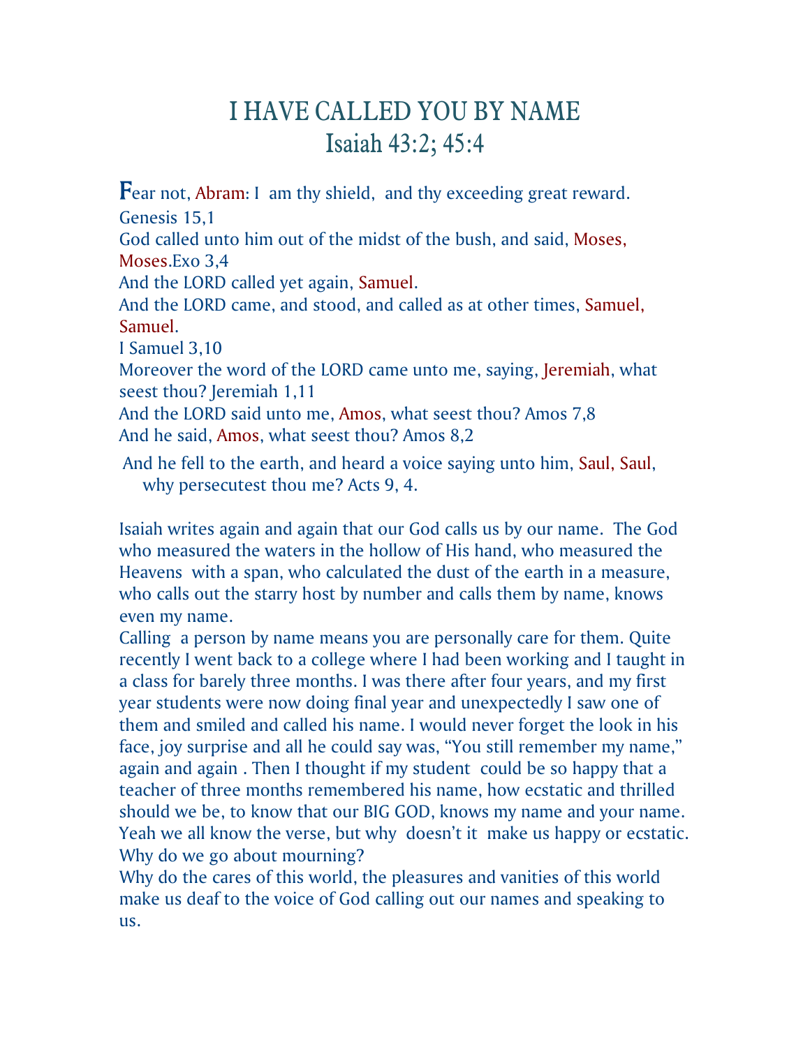# I HAVE CALLED YOU BY NAME
## Isaiah 43:2; 45:4

Fear not, Abram: I am thy shield, and thy exceeding great reward.
Genesis 15,1
God called unto him out of the midst of the bush, and said, Moses, Moses.Exo 3,4
And the LORD called yet again, Samuel.
And the LORD came, and stood, and called as at other times, Samuel, Samuel.
I Samuel 3,10
Moreover the word of the LORD came unto me, saying, Jeremiah, what seest thou? Jeremiah 1,11
And the LORD said unto me, Amos, what seest thou? Amos 7,8
And he said, Amos, what seest thou? Amos 8,2

And he fell to the earth, and heard a voice saying unto him, Saul, Saul, why persecutest thou me? Acts 9, 4.

Isaiah writes again and again that our God calls us by our name. The God who measured the waters in the hollow of His hand, who measured the Heavens with a span, who calculated the dust of the earth in a measure, who calls out the starry host by number and calls them by name, knows even my name.
Calling a person by name means you are personally care for them. Quite recently I went back to a college where I had been working and I taught in a class for barely three months. I was there after four years, and my first year students were now doing final year and unexpectedly I saw one of them and smiled and called his name. I would never forget the look in his face, joy surprise and all he could say was, "You still remember my name," again and again . Then I thought if my student could be so happy that a teacher of three months remembered his name, how ecstatic and thrilled should we be, to know that our BIG GOD, knows my name and your name. Yeah we all know the verse, but why doesn't it make us happy or ecstatic. Why do we go about mourning?
Why do the cares of this world, the pleasures and vanities of this world make us deaf to the voice of God calling out our names and speaking to us.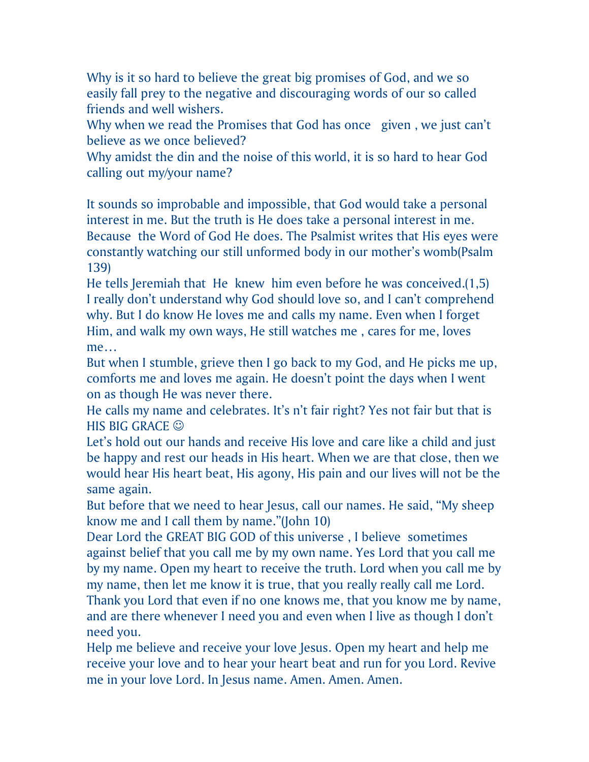Why is it so hard to believe the great big promises of God, and we so easily fall prey to the negative and discouraging words of our so called friends and well wishers.

Why when we read the Promises that God has once given , we just can't believe as we once believed?

Why amidst the din and the noise of this world, it is so hard to hear God calling out my/your name?

It sounds so improbable and impossible, that God would take a personal interest in me. But the truth is He does take a personal interest in me. Because the Word of God He does. The Psalmist writes that His eyes were constantly watching our still unformed body in our mother's womb(Psalm 139)

He tells Jeremiah that He knew him even before he was conceived.(1,5)

I really don't understand why God should love so, and I can't comprehend why. But I do know He loves me and calls my name. Even when I forget Him, and walk my own ways, He still watches me , cares for me, loves me…

But when I stumble, grieve then I go back to my God, and He picks me up, comforts me and loves me again. He doesn't point the days when I went on as though He was never there.

He calls my name and celebrates. It's n't fair right? Yes not fair but that is HIS BIG GRACE ☺

Let's hold out our hands and receive His love and care like a child and just be happy and rest our heads in His heart. When we are that close, then we would hear His heart beat, His agony, His pain and our lives will not be the same again.

But before that we need to hear Jesus, call our names. He said, "My sheep know me and I call them by name."(John 10)

Dear Lord the GREAT BIG GOD of this universe , I believe sometimes against belief that you call me by my own name. Yes Lord that you call me by my name. Open my heart to receive the truth. Lord when you call me by my name, then let me know it is true, that you really really call me Lord.

Thank you Lord that even if no one knows me, that you know me by name, and are there whenever I need you and even when I live as though I don't need you.

Help me believe and receive your love Jesus. Open my heart and help me receive your love and to hear your heart beat and run for you Lord. Revive me in your love Lord. In Jesus name. Amen. Amen. Amen.